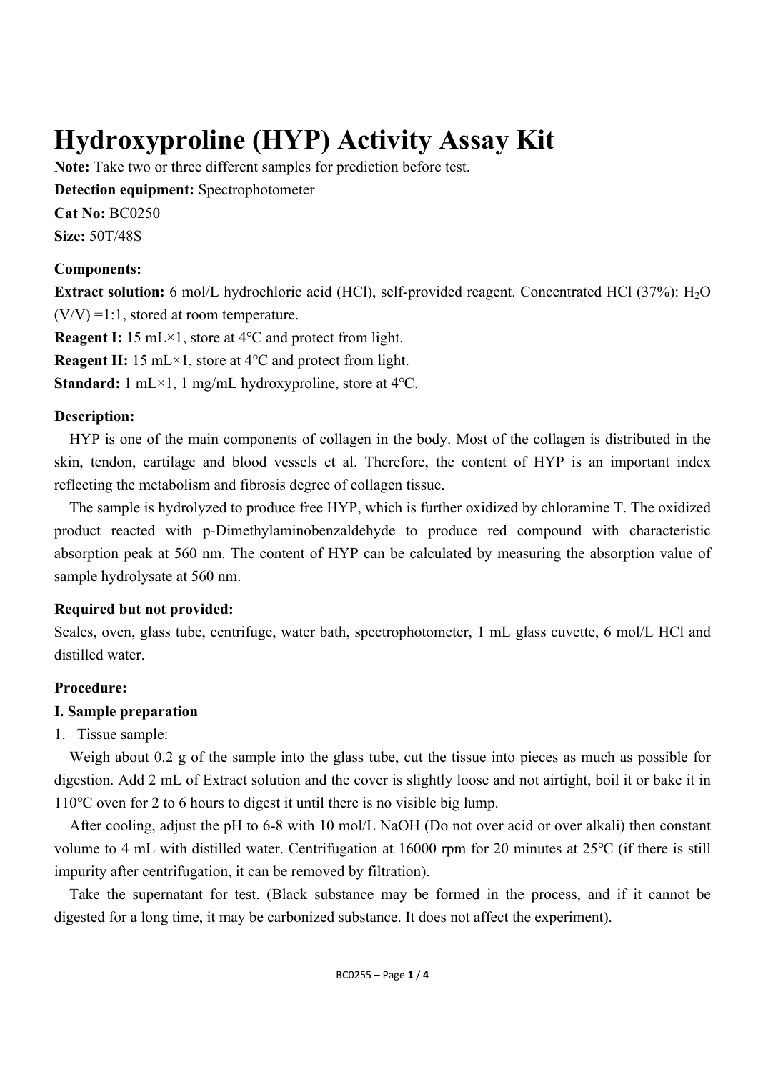# Hydroxyproline (HYP) Activity Assay Kit

**Note:** Take two or three different samples for prediction before test.

**Detection equipment:** Spectrophotometer

**Cat No:** BC0250

**Size:** 50T/48S

**Components:**

**Extract solution:** 6 mol/L hydrochloric acid (HCl), self-provided reagent. Concentrated HCl (37%): $H_2O$ (V/V) =1:1, stored at room temperature.

**Reagent I:** 15 mL×1, store at 4℃ and protect from light.

**Reagent II:** 15 mL×1, store at 4℃ and protect from light.

**Standard:** 1 mL×1, 1 mg/mL hydroxyproline, store at 4℃.

**Description:**

HYP is one of the main components of collagen in the body. Most of the collagen is distributed in the skin, tendon, cartilage and blood vessels et al. Therefore, the content of HYP is an important index reflecting the metabolism and fibrosis degree of collagen tissue.

The sample is hydrolyzed to produce free HYP, which is further oxidized by chloramine T. The oxidized product reacted with p-Dimethylaminobenzaldehyde to produce red compound with characteristic absorption peak at 560 nm. The content of HYP can be calculated by measuring the absorption value of sample hydrolysate at 560 nm.

**Required but not provided:**

Scales, oven, glass tube, centrifuge, water bath, spectrophotometer, 1 mL glass cuvette, 6 mol/L HCl and distilled water.

**Procedure:**

**I. Sample preparation**

1. Tissue sample:

Weigh about 0.2 g of the sample into the glass tube, cut the tissue into pieces as much as possible for digestion. Add 2 mL of Extract solution and the cover is slightly loose and not airtight, boil it or bake it in 110℃ oven for 2 to 6 hours to digest it until there is no visible big lump.

After cooling, adjust the pH to 6-8 with 10 mol/L NaOH (Do not over acid or over alkali) then constant volume to 4 mL with distilled water. Centrifugation at 16000 rpm for 20 minutes at 25℃ (if there is still impurity after centrifugation, it can be removed by filtration).

Take the supernatant for test. (Black substance may be formed in the process, and if it cannot be digested for a long time, it may be carbonized substance. It does not affect the experiment).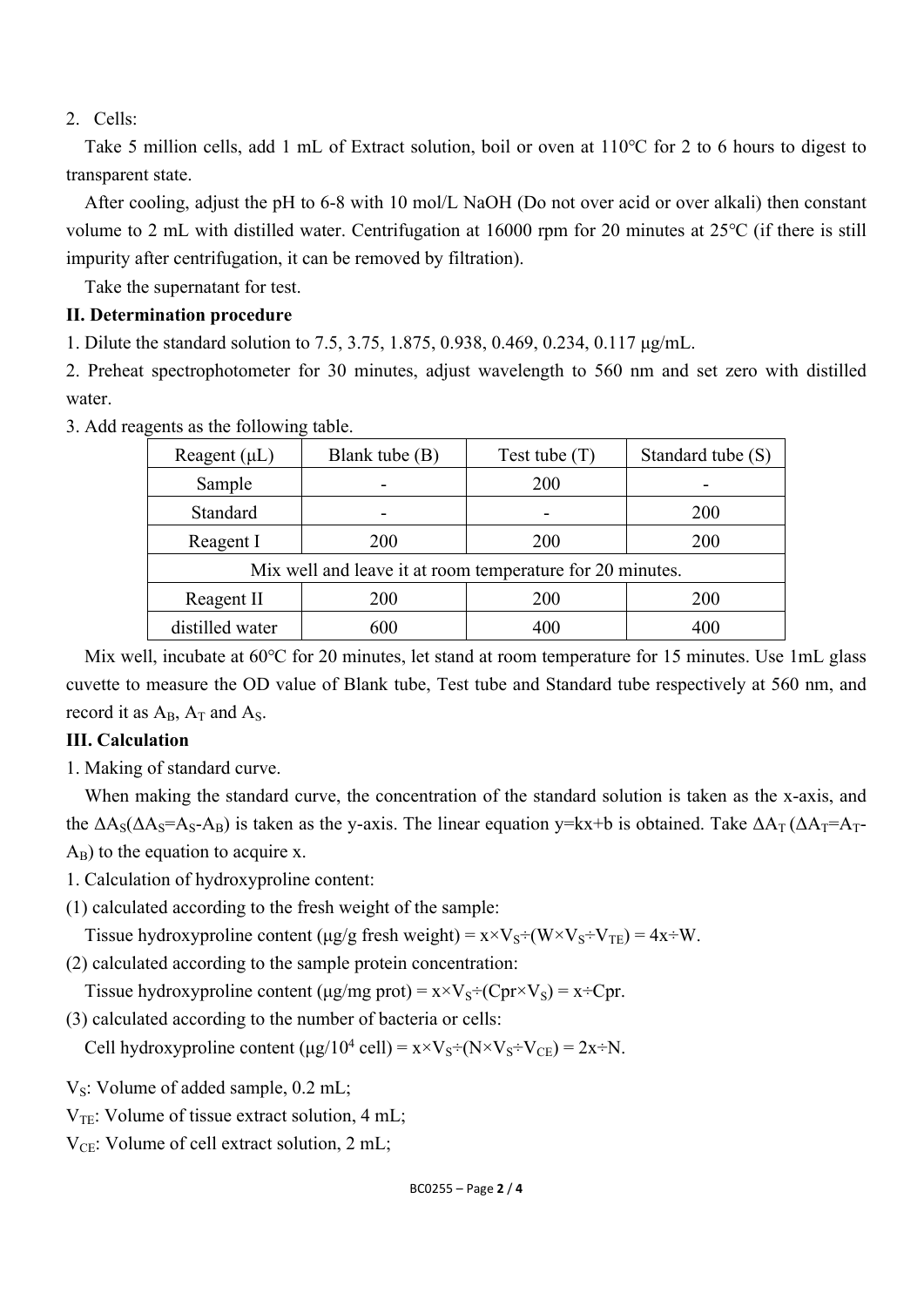2. Cells:

Take 5 million cells, add 1 mL of Extract solution, boil or oven at 110℃ for 2 to 6 hours to digest to transparent state.

After cooling, adjust the pH to 6-8 with 10 mol/L NaOH (Do not over acid or over alkali) then constant volume to 2 mL with distilled water. Centrifugation at 16000 rpm for 20 minutes at 25℃ (if there is still impurity after centrifugation, it can be removed by filtration).

Take the supernatant for test.

**II. Determination procedure**

1. Dilute the standard solution to 7.5, 3.75, 1.875, 0.938, 0.469, 0.234, 0.117 μg/mL.

2. Preheat spectrophotometer for 30 minutes, adjust wavelength to 560 nm and set zero with distilled water.

3. Add reagents as the following table.

| Reagent (μL) | Blank tube (B) | Test tube (T) | Standard tube (S) |
| --- | --- | --- | --- |
| Sample | - | 200 | - |
| Standard | - | - | 200 |
| Reagent I | 200 | 200 | 200 |
| Mix well and leave it at room temperature for 20 minutes. | | | |
| Reagent II | 200 | 200 | 200 |
| distilled water | 600 | 400 | 400 |

Mix well, incubate at 60℃ for 20 minutes, let stand at room temperature for 15 minutes. Use 1mL glass cuvette to measure the OD value of Blank tube, Test tube and Standard tube respectively at 560 nm, and record it as $A_B$, $A_T$ and $A_S$.

**III. Calculation**

1. Making of standard curve.

When making the standard curve, the concentration of the standard solution is taken as the x-axis, and the $\Delta A_S$($\Delta A_S$=$A_S$-$A_B$) is taken as the y-axis. The linear equation y=kx+b is obtained. Take $\Delta A_T$ ($\Delta A_T$=$A_T$-$A_B$) to the equation to acquire x.

1. Calculation of hydroxyproline content:

(1) calculated according to the fresh weight of the sample:

Tissue hydroxyproline content (μg/g fresh weight) = $x \times V_S \div (W \times V_S \div V_{TE}) = 4x \div W$.

(2) calculated according to the sample protein concentration:

Tissue hydroxyproline content (μg/mg prot) = $x \times V_S \div (Cpr \times V_S) = x \div Cpr$.

(3) calculated according to the number of bacteria or cells:

Cell hydroxyproline content (μg/$10^4$ cell) = $x \times V_S \div (N \times V_S \div V_{CE}) = 2x \div N$.

$V_S$: Volume of added sample, 0.2 mL;

$V_{TE}$: Volume of tissue extract solution, 4 mL;

$V_{CE}$: Volume of cell extract solution, 2 mL;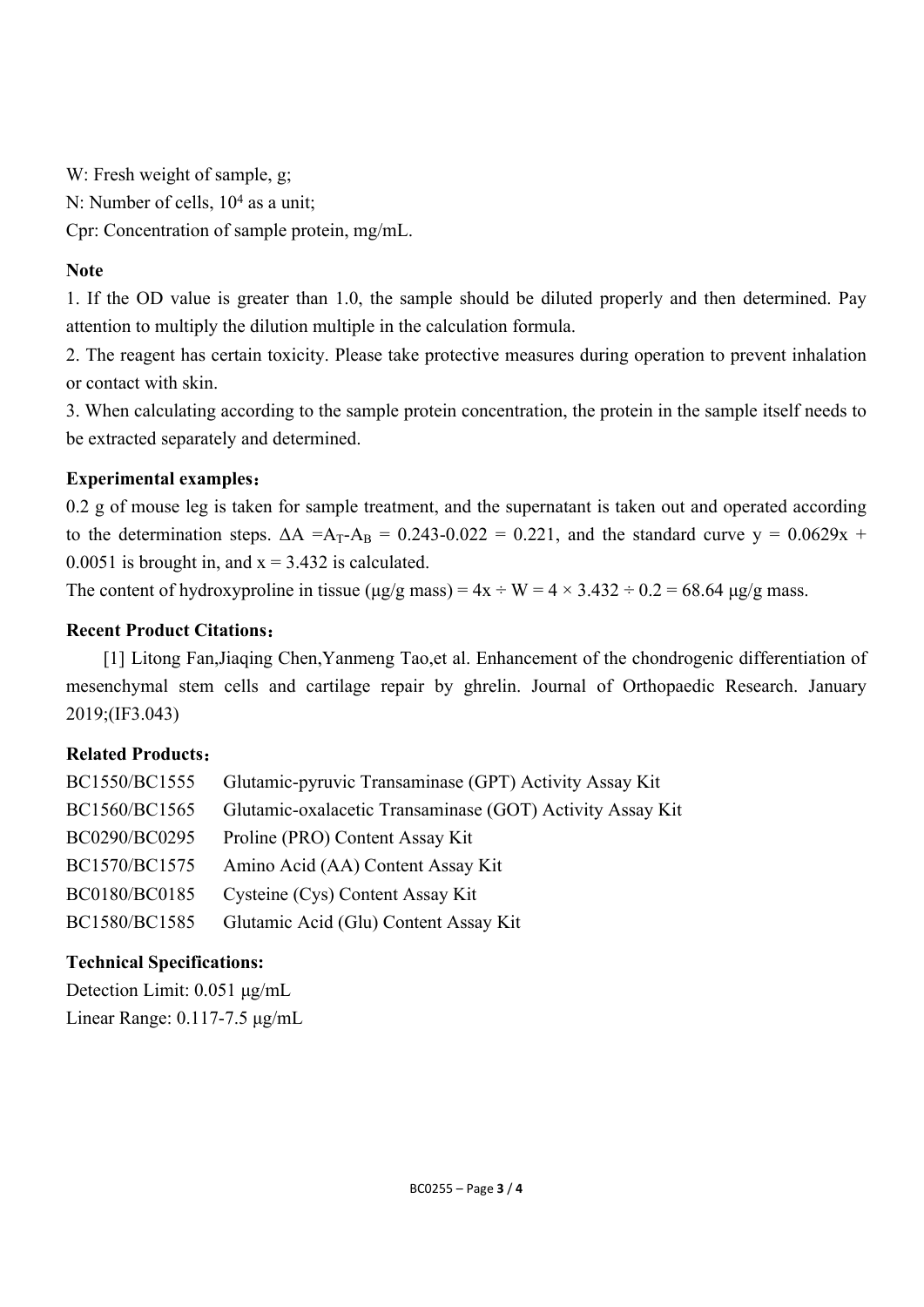W: Fresh weight of sample, g;

N: Number of cells, $10^4$ as a unit;

Cpr: Concentration of sample protein, mg/mL.

**Note**

1. If the OD value is greater than 1.0, the sample should be diluted properly and then determined. Pay attention to multiply the dilution multiple in the calculation formula.
2. The reagent has certain toxicity. Please take protective measures during operation to prevent inhalation or contact with skin.
3. When calculating according to the sample protein concentration, the protein in the sample itself needs to be extracted separately and determined.

**Experimental examples：**

0.2 g of mouse leg is taken for sample treatment, and the supernatant is taken out and operated according to the determination steps. $\Delta A = A_T - A_B = 0.243 - 0.022 = 0.221$, and the standard curve $y = 0.0629x + 0.0051$ is brought in, and $x = 3.432$ is calculated.

The content of hydroxyproline in tissue (μg/g mass) = $4x \div W = 4 \times 3.432 \div 0.2 = 68.64$ μg/g mass.

**Recent Product Citations：**

[1] Litong Fan,Jiaqing Chen,Yanmeng Tao,et al. Enhancement of the chondrogenic differentiation of mesenchymal stem cells and cartilage repair by ghrelin. Journal of Orthopaedic Research. January 2019;(IF3.043)

**Related Products：**

| | |
|---|---|
| BC1550/BC1555 | Glutamic-pyruvic Transaminase (GPT) Activity Assay Kit |
| BC1560/BC1565 | Glutamic-oxalacetic Transaminase (GOT) Activity Assay Kit |
| BC0290/BC0295 | Proline (PRO) Content Assay Kit |
| BC1570/BC1575 | Amino Acid (AA) Content Assay Kit |
| BC0180/BC0185 | Cysteine (Cys) Content Assay Kit |
| BC1580/BC1585 | Glutamic Acid (Glu) Content Assay Kit |

**Technical Specifications:**

Detection Limit: 0.051 μg/mL

Linear Range: 0.117-7.5 μg/mL